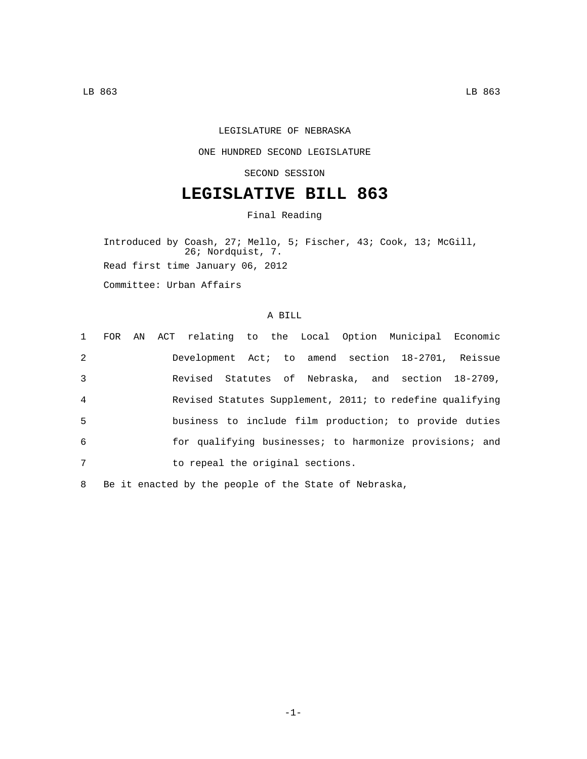LEGISLATURE OF NEBRASKA

ONE HUNDRED SECOND LEGISLATURE

SECOND SESSION

# LEGISLATIVE BILL 863

Final Reading

Introduced by Coash, 27; Mello, 5; Fischer, 43; Cook, 13; McGill, 26; Nordquist, 7.

Read first time January 06, 2012

Committee: Urban Affairs

A BILL

1 FOR AN ACT relating to the Local Option Municipal Economic
2 Development Act; to amend section 18-2701, Reissue
3 Revised Statutes of Nebraska, and section 18-2709,
4 Revised Statutes Supplement, 2011; to redefine qualifying
5 business to include film production; to provide duties
6 for qualifying businesses; to harmonize provisions; and
7 to repeal the original sections.

8 Be it enacted by the people of the State of Nebraska,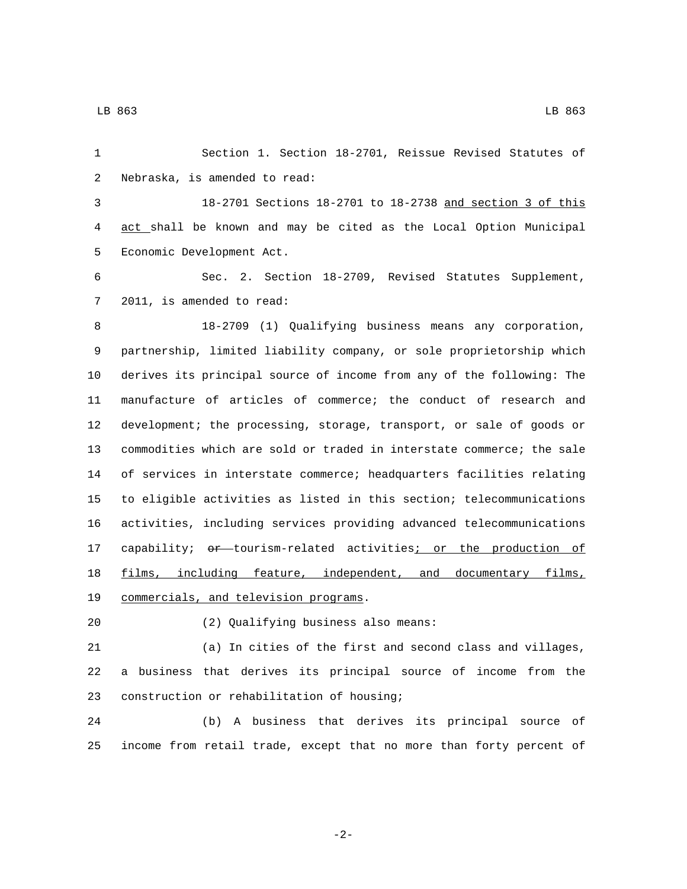Section 1. Section 18-2701, Reissue Revised Statutes of Nebraska, is amended to read:

18-2701 Sections 18-2701 to 18-2738 <u>and section 3 of this act</u> shall be known and may be cited as the Local Option Municipal Economic Development Act.

Sec. 2. Section 18-2709, Revised Statutes Supplement, 2011, is amended to read:

18-2709 (1) Qualifying business means any corporation, partnership, limited liability company, or sole proprietorship which derives its principal source of income from any of the following: The manufacture of articles of commerce; the conduct of research and development; the processing, storage, transport, or sale of goods or commodities which are sold or traded in interstate commerce; the sale of services in interstate commerce; headquarters facilities relating to eligible activities as listed in this section; telecommunications activities, including services providing advanced telecommunications capability; ~~or~~ tourism-related activities<u>; or the production of films, including feature, independent, and documentary films, commercials, and television programs</u>.

(2) Qualifying business also means:

(a) In cities of the first and second class and villages, a business that derives its principal source of income from the construction or rehabilitation of housing;

(b) A business that derives its principal source of income from retail trade, except that no more than forty percent of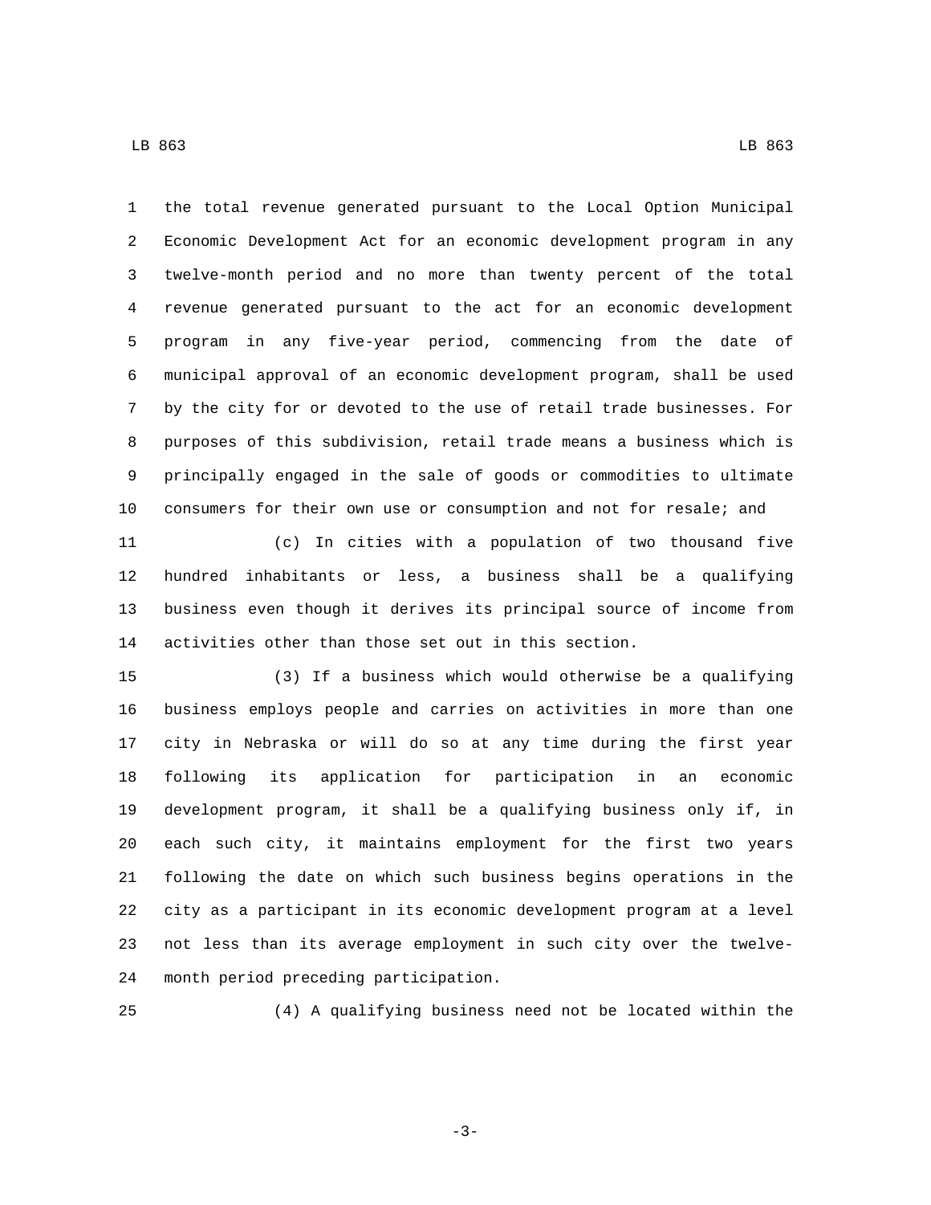the total revenue generated pursuant to the Local Option Municipal Economic Development Act for an economic development program in any twelve-month period and no more than twenty percent of the total revenue generated pursuant to the act for an economic development program in any five-year period, commencing from the date of municipal approval of an economic development program, shall be used by the city for or devoted to the use of retail trade businesses. For purposes of this subdivision, retail trade means a business which is principally engaged in the sale of goods or commodities to ultimate consumers for their own use or consumption and not for resale; and

(c) In cities with a population of two thousand five hundred inhabitants or less, a business shall be a qualifying business even though it derives its principal source of income from activities other than those set out in this section.

(3) If a business which would otherwise be a qualifying business employs people and carries on activities in more than one city in Nebraska or will do so at any time during the first year following its application for participation in an economic development program, it shall be a qualifying business only if, in each such city, it maintains employment for the first two years following the date on which such business begins operations in the city as a participant in its economic development program at a level not less than its average employment in such city over the twelve-month period preceding participation.

(4) A qualifying business need not be located within the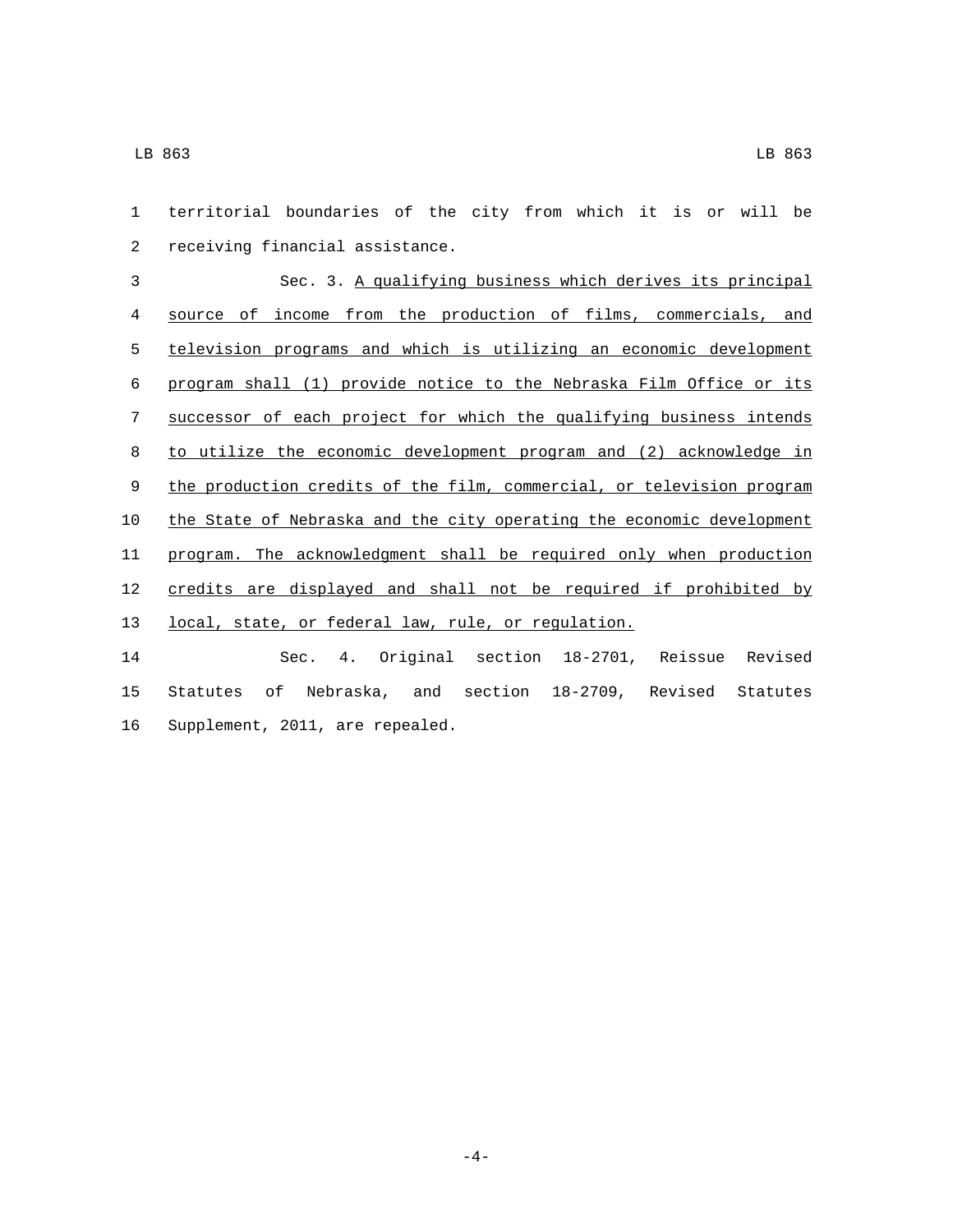territorial boundaries of the city from which it is or will be receiving financial assistance.

Sec. 3. A qualifying business which derives its principal source of income from the production of films, commercials, and television programs and which is utilizing an economic development program shall (1) provide notice to the Nebraska Film Office or its successor of each project for which the qualifying business intends to utilize the economic development program and (2) acknowledge in the production credits of the film, commercial, or television program the State of Nebraska and the city operating the economic development program. The acknowledgment shall be required only when production credits are displayed and shall not be required if prohibited by local, state, or federal law, rule, or regulation.

Sec. 4. Original section 18-2701, Reissue Revised Statutes of Nebraska, and section 18-2709, Revised Statutes Supplement, 2011, are repealed.